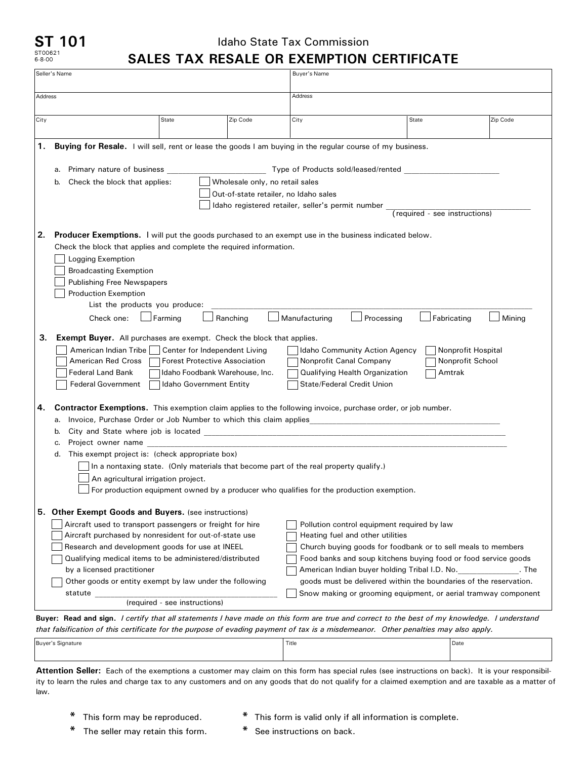**ST 101**
ST00621
6-8-00

Idaho State Tax Commission

# SALES TAX RESALE OR EXEMPTION CERTIFICATE

| Seller's Name | | | Buyer's Name | | |
|---|---|---|---|---|---|
| Address | | | Address | | |
| City | State | Zip Code | City | State | Zip Code |

**1. Buying for Resale.** I will sell, rent or lease the goods I am buying in the regular course of my business.

a. Primary nature of business ______________________ Type of Products sold/leased/rented ______________________

b. Check the block that applies:
- ☐ Wholesale only, no retail sales
- ☐ Out-of-state retailer, no Idaho sales
- ☐ Idaho registered retailer, seller's permit number ______________________ (required - see instructions)

**2. Producer Exemptions.** I will put the goods purchased to an exempt use in the business indicated below.
Check the block that applies and complete the required information.
- ☐ Logging Exemption
- ☐ Broadcasting Exemption
- ☐ Publishing Free Newspapers
- ☐ Production Exemption

List the products you produce: ______________________

Check one: ☐ Farming ☐ Ranching ☐ Manufacturing ☐ Processing ☐ Fabricating ☐ Mining

**3. Exempt Buyer.** All purchases are exempt. Check the block that applies.

- ☐ American Indian Tribe
- ☐ American Red Cross
- ☐ Federal Land Bank
- ☐ Federal Government
- ☐ Center for Independent Living
- ☐ Forest Protective Association
- ☐ Idaho Foodbank Warehouse, Inc.
- ☐ Idaho Government Entity
- ☐ Idaho Community Action Agency
- ☐ Nonprofit Canal Company
- ☐ Qualifying Health Organization
- ☐ State/Federal Credit Union
- ☐ Nonprofit Hospital
- ☐ Nonprofit School
- ☐ Amtrak

**4. Contractor Exemptions.** This exemption claim applies to the following invoice, purchase order, or job number.

a. Invoice, Purchase Order or Job Number to which this claim applies ______________________

b. City and State where job is located ______________________

c. Project owner name ______________________

d. This exempt project is: (check appropriate box)
- ☐ In a nontaxing state. (Only materials that become part of the real property qualify.)
- ☐ An agricultural irrigation project.
- ☐ For production equipment owned by a producer who qualifies for the production exemption.

**5. Other Exempt Goods and Buyers.** (see instructions)
- ☐ Aircraft used to transport passengers or freight for hire
- ☐ Aircraft purchased by nonresident for out-of-state use
- ☐ Research and development goods for use at INEEL
- ☐ Qualifying medical items to be administered/distributed by a licensed practitioner
- ☐ Other goods or entity exempt by law under the following statute ______________________ (required - see instructions)
- ☐ Pollution control equipment required by law
- ☐ Heating fuel and other utilities
- ☐ Church buying goods for foodbank or to sell meals to members
- ☐ Food banks and soup kitchens buying food or food service goods
- ☐ American Indian buyer holding Tribal I.D. No.______________. The goods must be delivered within the boundaries of the reservation.
- ☐ Snow making or grooming equipment, or aerial tramway component

**Buyer: Read and sign.** *I certify that all statements I have made on this form are true and correct to the best of my knowledge. I understand that falsification of this certificate for the purpose of evading payment of tax is a misdemeanor. Other penalties may also apply.*

| Buyer's Signature | Title | Date |
|---|---|---|
| | | |

**Attention Seller:** Each of the exemptions a customer may claim on this form has special rules (see instructions on back). It is your responsibility to learn the rules and charge tax to any customers and on any goods that do not qualify for a claimed exemption and are taxable as a matter of law.

- * This form may be reproduced.
- * The seller may retain this form.
- * This form is valid only if all information is complete.
- * See instructions on back.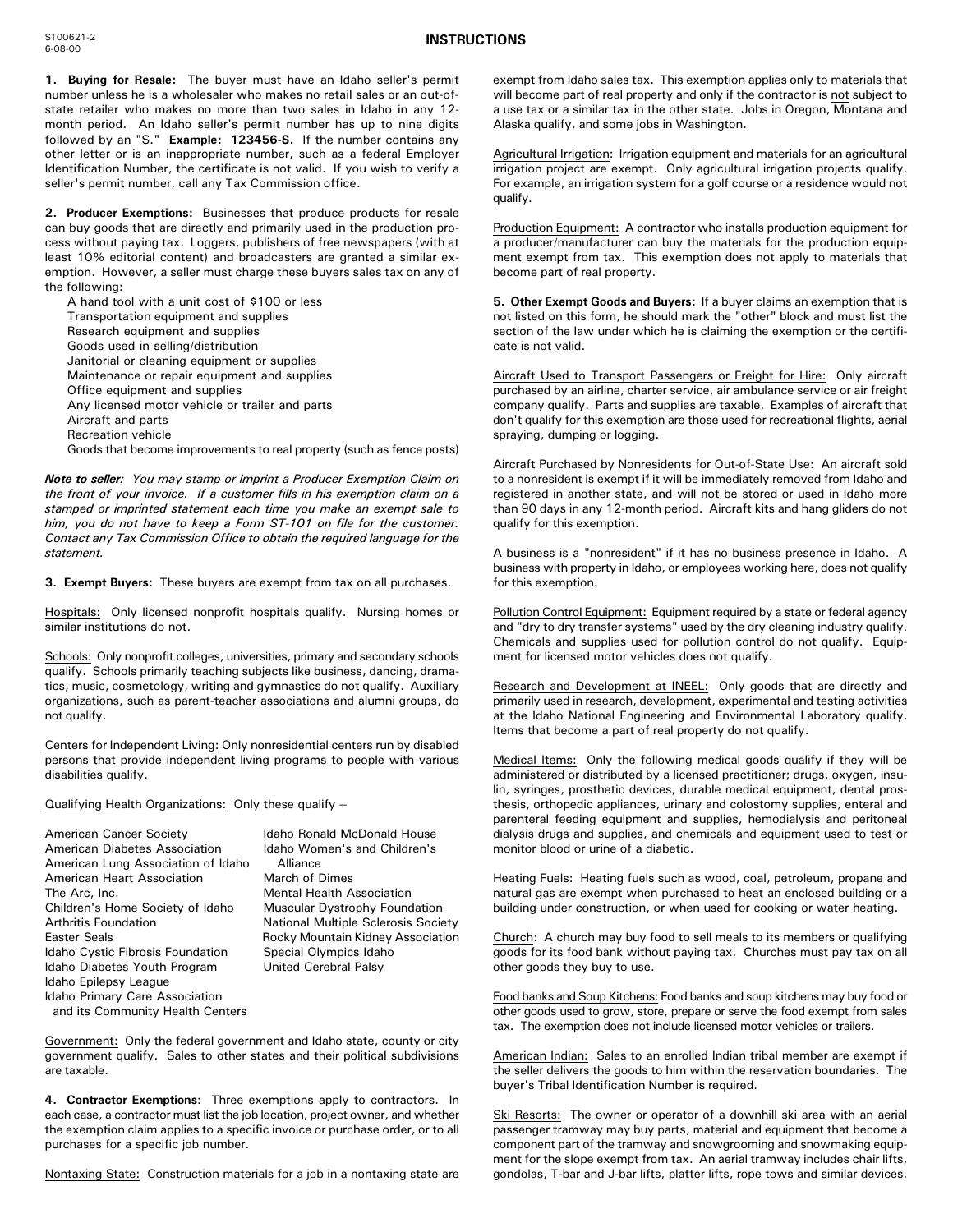ST00621-2
6-08-00

# INSTRUCTIONS

**1. Buying for Resale:** The buyer must have an Idaho seller's permit number unless he is a wholesaler who makes no retail sales or an out-of-state retailer who makes no more than two sales in Idaho in any 12-month period. An Idaho seller's permit number has up to nine digits followed by an "S." **Example: 123456-S.** If the number contains any other letter or is an inappropriate number, such as a federal Employer Identification Number, the certificate is not valid. If you wish to verify a seller's permit number, call any Tax Commission office.

**2. Producer Exemptions:** Businesses that produce products for resale can buy goods that are directly and primarily used in the production process without paying tax. Loggers, publishers of free newspapers (with at least 10% editorial content) and broadcasters are granted a similar exemption. However, a seller must charge these buyers sales tax on any of the following:

- A hand tool with a unit cost of $100 or less
- Transportation equipment and supplies
- Research equipment and supplies
- Goods used in selling/distribution
- Janitorial or cleaning equipment or supplies
- Maintenance or repair equipment and supplies
- Office equipment and supplies
- Any licensed motor vehicle or trailer and parts
- Aircraft and parts
- Recreation vehicle
- Goods that become improvements to real property (such as fence posts)

***Note to seller:*** *You may stamp or imprint a Producer Exemption Claim on the front of your invoice. If a customer fills in his exemption claim on a stamped or imprinted statement each time you make an exempt sale to him, you do not have to keep a Form ST-101 on file for the customer. Contact any Tax Commission Office to obtain the required language for the statement.*

**3. Exempt Buyers:** These buyers are exempt from tax on all purchases.

Hospitals: Only licensed nonprofit hospitals qualify. Nursing homes or similar institutions do not.

Schools: Only nonprofit colleges, universities, primary and secondary schools qualify. Schools primarily teaching subjects like business, dancing, dramatics, music, cosmetology, writing and gymnastics do not qualify. Auxiliary organizations, such as parent-teacher associations and alumni groups, do not qualify.

Centers for Independent Living: Only nonresidential centers run by disabled persons that provide independent living programs to people with various disabilities qualify.

Qualifying Health Organizations: Only these qualify --

- American Cancer Society
- American Diabetes Association
- American Lung Association of Idaho
- American Heart Association
- The Arc, Inc.
- Children's Home Society of Idaho
- Arthritis Foundation
- Easter Seals
- Idaho Cystic Fibrosis Foundation
- Idaho Diabetes Youth Program
- Idaho Epilepsy League
- Idaho Primary Care Association and its Community Health Centers
- Idaho Ronald McDonald House
- Idaho Women's and Children's Alliance
- March of Dimes
- Mental Health Association
- Muscular Dystrophy Foundation
- National Multiple Sclerosis Society
- Rocky Mountain Kidney Association
- Special Olympics Idaho
- United Cerebral Palsy

Government: Only the federal government and Idaho state, county or city government qualify. Sales to other states and their political subdivisions are taxable.

**4. Contractor Exemptions**: Three exemptions apply to contractors. In each case, a contractor must list the job location, project owner, and whether the exemption claim applies to a specific invoice or purchase order, or to all purchases for a specific job number.

Nontaxing State: Construction materials for a job in a nontaxing state are exempt from Idaho sales tax. This exemption applies only to materials that will become part of real property and only if the contractor is not subject to a use tax or a similar tax in the other state. Jobs in Oregon, Montana and Alaska qualify, and some jobs in Washington.

Agricultural Irrigation: Irrigation equipment and materials for an agricultural irrigation project are exempt. Only agricultural irrigation projects qualify. For example, an irrigation system for a golf course or a residence would not qualify.

Production Equipment: A contractor who installs production equipment for a producer/manufacturer can buy the materials for the production equipment exempt from tax. This exemption does not apply to materials that become part of real property.

**5. Other Exempt Goods and Buyers:** If a buyer claims an exemption that is not listed on this form, he should mark the "other" block and must list the section of the law under which he is claiming the exemption or the certificate is not valid.

Aircraft Used to Transport Passengers or Freight for Hire: Only aircraft purchased by an airline, charter service, air ambulance service or air freight company qualify. Parts and supplies are taxable. Examples of aircraft that don't qualify for this exemption are those used for recreational flights, aerial spraying, dumping or logging.

Aircraft Purchased by Nonresidents for Out-of-State Use: An aircraft sold to a nonresident is exempt if it will be immediately removed from Idaho and registered in another state, and will not be stored or used in Idaho more than 90 days in any 12-month period. Aircraft kits and hang gliders do not qualify for this exemption.

A business is a "nonresident" if it has no business presence in Idaho. A business with property in Idaho, or employees working here, does not qualify for this exemption.

Pollution Control Equipment: Equipment required by a state or federal agency and "dry to dry transfer systems" used by the dry cleaning industry qualify. Chemicals and supplies used for pollution control do not qualify. Equipment for licensed motor vehicles does not qualify.

Research and Development at INEEL: Only goods that are directly and primarily used in research, development, experimental and testing activities at the Idaho National Engineering and Environmental Laboratory qualify. Items that become a part of real property do not qualify.

Medical Items: Only the following medical goods qualify if they will be administered or distributed by a licensed practitioner; drugs, oxygen, insulin, syringes, prosthetic devices, durable medical equipment, dental prosthesis, orthopedic appliances, urinary and colostomy supplies, enteral and parenteral feeding equipment and supplies, hemodialysis and peritoneal dialysis drugs and supplies, and chemicals and equipment used to test or monitor blood or urine of a diabetic.

Heating Fuels: Heating fuels such as wood, coal, petroleum, propane and natural gas are exempt when purchased to heat an enclosed building or a building under construction, or when used for cooking or water heating.

Church: A church may buy food to sell meals to its members or qualifying goods for its food bank without paying tax. Churches must pay tax on all other goods they buy to use.

Food banks and Soup Kitchens: Food banks and soup kitchens may buy food or other goods used to grow, store, prepare or serve the food exempt from sales tax. The exemption does not include licensed motor vehicles or trailers.

American Indian: Sales to an enrolled Indian tribal member are exempt if the seller delivers the goods to him within the reservation boundaries. The buyer's Tribal Identification Number is required.

Ski Resorts: The owner or operator of a downhill ski area with an aerial passenger tramway may buy parts, material and equipment that become a component part of the tramway and snowgrooming and snowmaking equipment for the slope exempt from tax. An aerial tramway includes chair lifts, gondolas, T-bar and J-bar lifts, platter lifts, rope tows and similar devices.